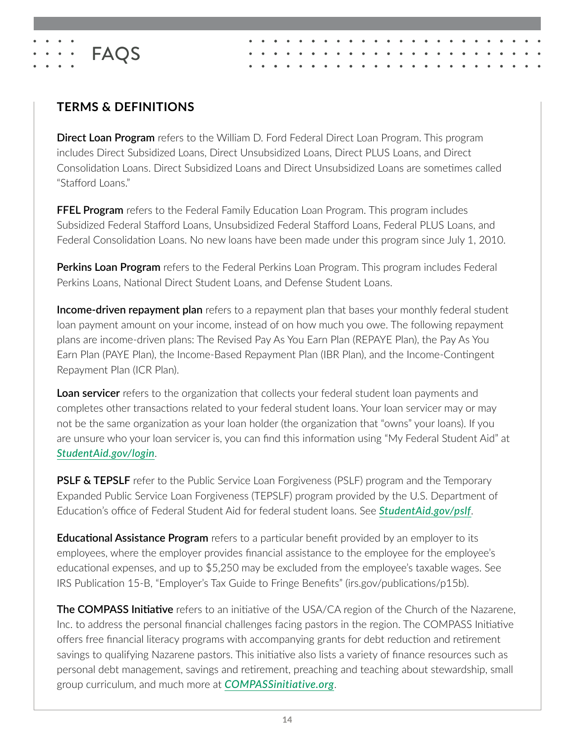# FAQS

## TERMS & DEFINITIONS

**Direct Loan Program** refers to the William D. Ford Federal Direct Loan Program. This program includes Direct Subsidized Loans, Direct Unsubsidized Loans, Direct PLUS Loans, and Direct Consolidation Loans. Direct Subsidized Loans and Direct Unsubsidized Loans are sometimes called "Stafford Loans."

**FFEL Program** refers to the Federal Family Education Loan Program. This program includes Subsidized Federal Stafford Loans, Unsubsidized Federal Stafford Loans, Federal PLUS Loans, and Federal Consolidation Loans. No new loans have been made under this program since July 1, 2010.

**Perkins Loan Program** refers to the Federal Perkins Loan Program. This program includes Federal Perkins Loans, National Direct Student Loans, and Defense Student Loans.

**Income-driven repayment plan** refers to a repayment plan that bases your monthly federal student loan payment amount on your income, instead of on how much you owe. The following repayment plans are income-driven plans: The Revised Pay As You Earn Plan (REPAYE Plan), the Pay As You Earn Plan (PAYE Plan), the Income-Based Repayment Plan (IBR Plan), and the Income-Contingent Repayment Plan (ICR Plan).

**Loan servicer** refers to the organization that collects your federal student loan payments and completes other transactions related to your federal student loans. Your loan servicer may or may not be the same organization as your loan holder (the organization that "owns" your loans). If you are unsure who your loan servicer is, you can find this information using "My Federal Student Aid" at ***StudentAid.gov/login***.

**PSLF & TEPSLF** refer to the Public Service Loan Forgiveness (PSLF) program and the Temporary Expanded Public Service Loan Forgiveness (TEPSLF) program provided by the U.S. Department of Education's office of Federal Student Aid for federal student loans. See ***StudentAid.gov/pslf***.

**Educational Assistance Program** refers to a particular benefit provided by an employer to its employees, where the employer provides financial assistance to the employee for the employee's educational expenses, and up to $5,250 may be excluded from the employee's taxable wages. See IRS Publication 15-B, "Employer's Tax Guide to Fringe Benefits" (irs.gov/publications/p15b).

**The COMPASS Initiative** refers to an initiative of the USA/CA region of the Church of the Nazarene, Inc. to address the personal financial challenges facing pastors in the region. The COMPASS Initiative offers free financial literacy programs with accompanying grants for debt reduction and retirement savings to qualifying Nazarene pastors. This initiative also lists a variety of finance resources such as personal debt management, savings and retirement, preaching and teaching about stewardship, small group curriculum, and much more at ***COMPASSinitiative.org***.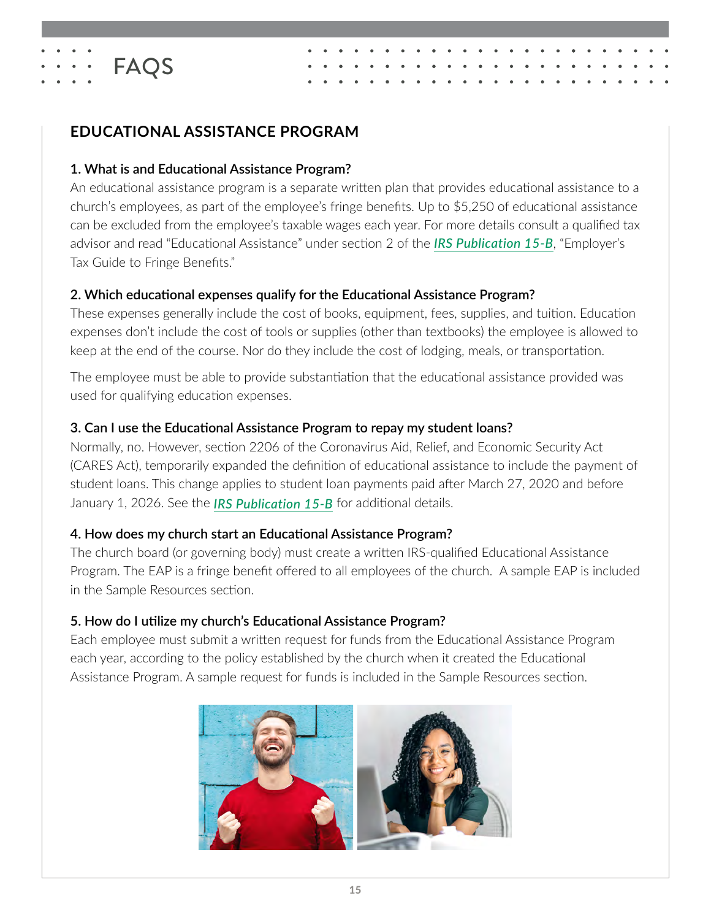# FAQS

## EDUCATIONAL ASSISTANCE PROGRAM

### 1. What is and Educational Assistance Program?

An educational assistance program is a separate written plan that provides educational assistance to a church's employees, as part of the employee's fringe benefits. Up to $5,250 of educational assistance can be excluded from the employee's taxable wages each year. For more details consult a qualified tax advisor and read "Educational Assistance" under section 2 of the ***IRS Publication 15-B***, "Employer's Tax Guide to Fringe Benefits."

### 2. Which educational expenses qualify for the Educational Assistance Program?

These expenses generally include the cost of books, equipment, fees, supplies, and tuition. Education expenses don't include the cost of tools or supplies (other than textbooks) the employee is allowed to keep at the end of the course. Nor do they include the cost of lodging, meals, or transportation.

The employee must be able to provide substantiation that the educational assistance provided was used for qualifying education expenses.

### 3. Can I use the Educational Assistance Program to repay my student loans?

Normally, no. However, section 2206 of the Coronavirus Aid, Relief, and Economic Security Act (CARES Act), temporarily expanded the definition of educational assistance to include the payment of student loans. This change applies to student loan payments paid after March 27, 2020 and before January 1, 2026. See the ***IRS Publication 15-B*** for additional details.

### 4. How does my church start an Educational Assistance Program?

The church board (or governing body) must create a written IRS-qualified Educational Assistance Program. The EAP is a fringe benefit offered to all employees of the church. A sample EAP is included in the Sample Resources section.

### 5. How do I utilize my church's Educational Assistance Program?

Each employee must submit a written request for funds from the Educational Assistance Program each year, according to the policy established by the church when it created the Educational Assistance Program. A sample request for funds is included in the Sample Resources section.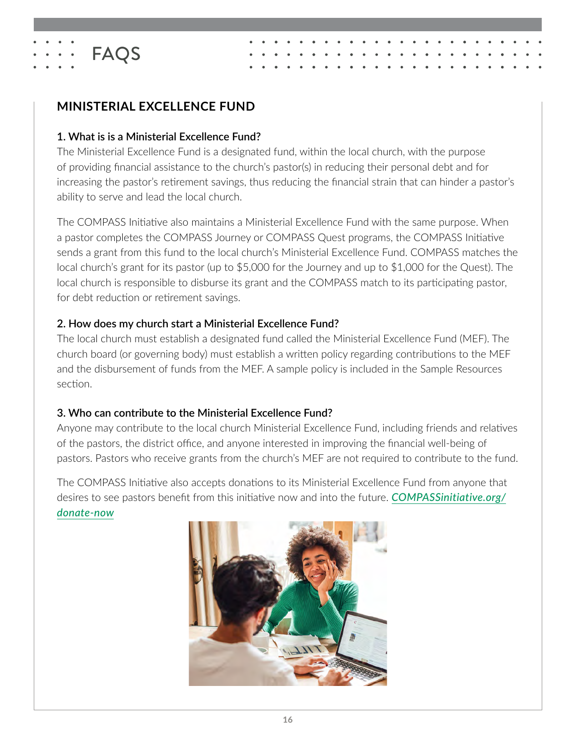# FAQS

## MINISTERIAL EXCELLENCE FUND

### 1. What is is a Ministerial Excellence Fund?

The Ministerial Excellence Fund is a designated fund, within the local church, with the purpose of providing financial assistance to the church's pastor(s) in reducing their personal debt and for increasing the pastor's retirement savings, thus reducing the financial strain that can hinder a pastor's ability to serve and lead the local church.

The COMPASS Initiative also maintains a Ministerial Excellence Fund with the same purpose. When a pastor completes the COMPASS Journey or COMPASS Quest programs, the COMPASS Initiative sends a grant from this fund to the local church's Ministerial Excellence Fund. COMPASS matches the local church's grant for its pastor (up to $5,000 for the Journey and up to $1,000 for the Quest). The local church is responsible to disburse its grant and the COMPASS match to its participating pastor, for debt reduction or retirement savings.

### 2. How does my church start a Ministerial Excellence Fund?

The local church must establish a designated fund called the Ministerial Excellence Fund (MEF). The church board (or governing body) must establish a written policy regarding contributions to the MEF and the disbursement of funds from the MEF. A sample policy is included in the Sample Resources section.

### 3. Who can contribute to the Ministerial Excellence Fund?

Anyone may contribute to the local church Ministerial Excellence Fund, including friends and relatives of the pastors, the district office, and anyone interested in improving the financial well-being of pastors. Pastors who receive grants from the church's MEF are not required to contribute to the fund.

The COMPASS Initiative also accepts donations to its Ministerial Excellence Fund from anyone that desires to see pastors benefit from this initiative now and into the future. ***COMPASSinitiative.org/donate-now***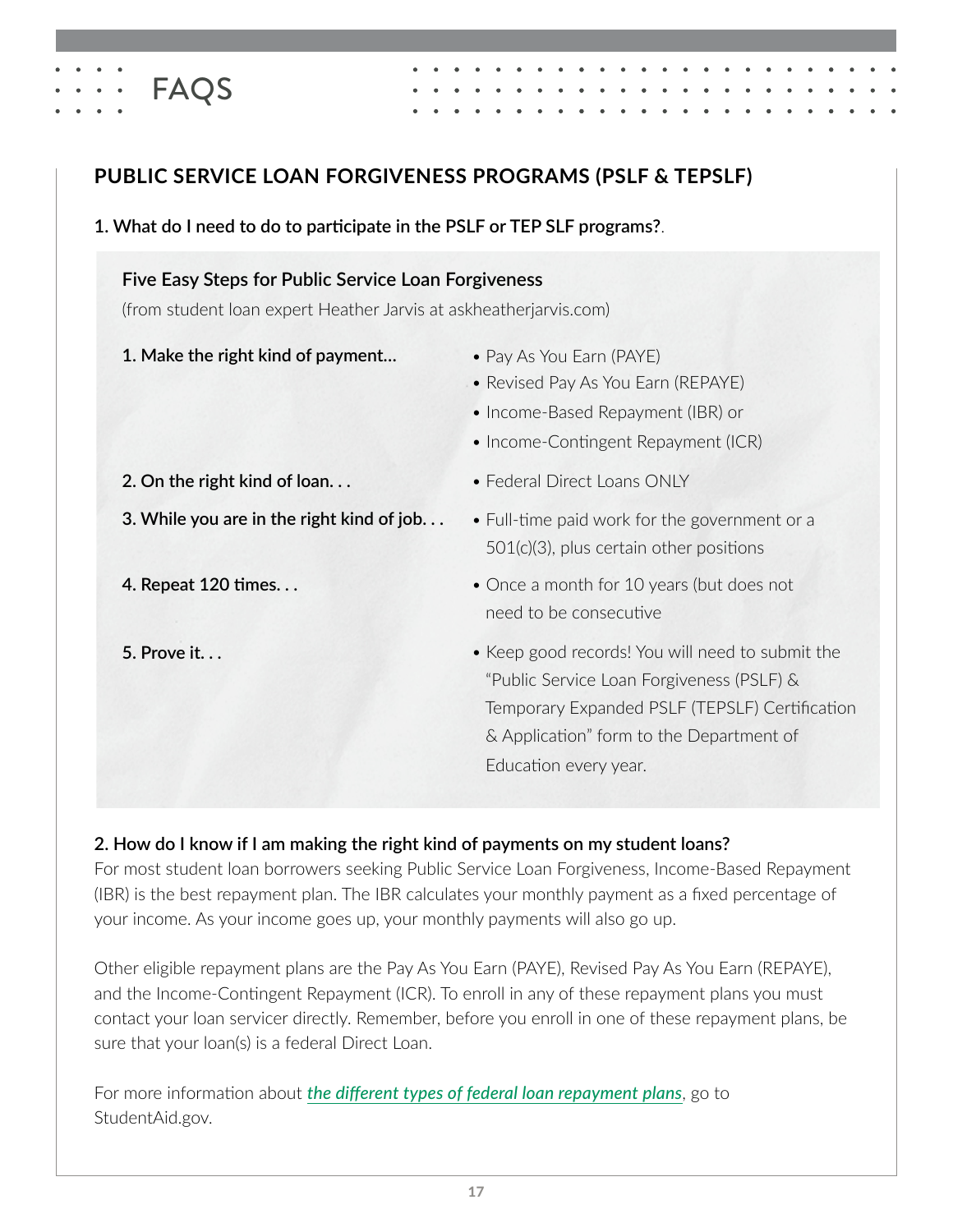# FAQS

## PUBLIC SERVICE LOAN FORGIVENESS PROGRAMS (PSLF & TEPSLF)

**1. What do I need to do to participate in the PSLF or TEP SLF programs?**.

### Five Easy Steps for Public Service Loan Forgiveness

(from student loan expert Heather Jarvis at askheatherjarvis.com)

**1. Make the right kind of payment...**

- Pay As You Earn (PAYE)
- Revised Pay As You Earn (REPAYE)
- Income-Based Repayment (IBR) or
- Income-Contingent Repayment (ICR)

**2. On the right kind of loan. . .**

- Federal Direct Loans ONLY

**3. While you are in the right kind of job. . .**

- Full-time paid work for the government or a 501(c)(3), plus certain other positions

**4. Repeat 120 times. . .**

- Once a month for 10 years (but does not need to be consecutive

**5. Prove it. . .**

- Keep good records! You will need to submit the "Public Service Loan Forgiveness (PSLF) & Temporary Expanded PSLF (TEPSLF) Certification & Application" form to the Department of Education every year.

**2. How do I know if I am making the right kind of payments on my student loans?**

For most student loan borrowers seeking Public Service Loan Forgiveness, Income-Based Repayment (IBR) is the best repayment plan. The IBR calculates your monthly payment as a fixed percentage of your income. As your income goes up, your monthly payments will also go up.

Other eligible repayment plans are the Pay As You Earn (PAYE), Revised Pay As You Earn (REPAYE), and the Income-Contingent Repayment (ICR). To enroll in any of these repayment plans you must contact your loan servicer directly. Remember, before you enroll in one of these repayment plans, be sure that your loan(s) is a federal Direct Loan.

For more information about ***the different types of federal loan repayment plans***, go to StudentAid.gov.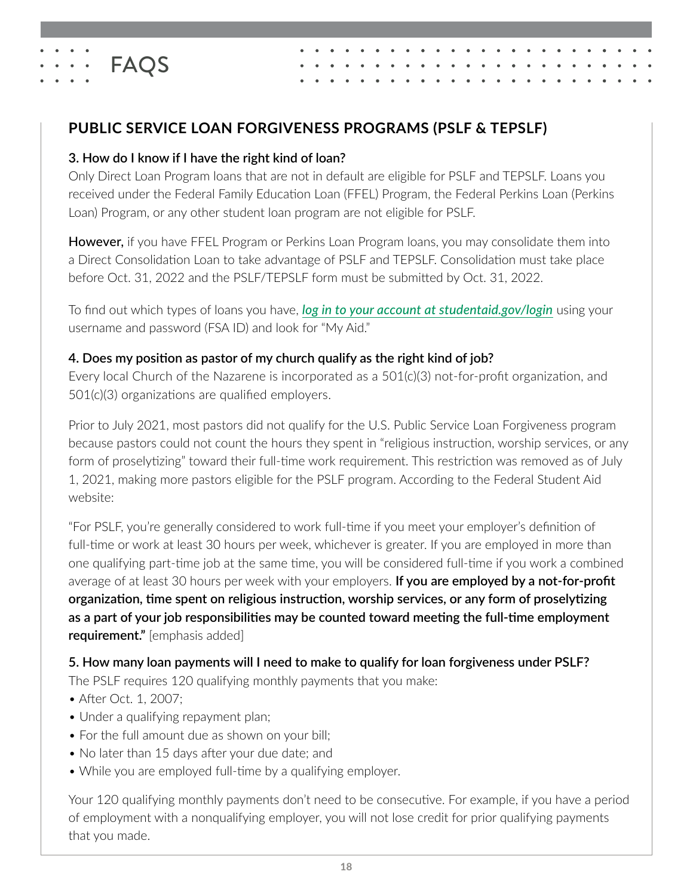# FAQS

## PUBLIC SERVICE LOAN FORGIVENESS PROGRAMS (PSLF & TEPSLF)

### 3. How do I know if I have the right kind of loan?

Only Direct Loan Program loans that are not in default are eligible for PSLF and TEPSLF. Loans you received under the Federal Family Education Loan (FFEL) Program, the Federal Perkins Loan (Perkins Loan) Program, or any other student loan program are not eligible for PSLF.

**However,** if you have FFEL Program or Perkins Loan Program loans, you may consolidate them into a Direct Consolidation Loan to take advantage of PSLF and TEPSLF. Consolidation must take place before Oct. 31, 2022 and the PSLF/TEPSLF form must be submitted by Oct. 31, 2022.

To find out which types of loans you have, ***log in to your account at studentaid.gov/login*** using your username and password (FSA ID) and look for "My Aid."

### 4. Does my position as pastor of my church qualify as the right kind of job?

Every local Church of the Nazarene is incorporated as a 501(c)(3) not-for-profit organization, and 501(c)(3) organizations are qualified employers.

Prior to July 2021, most pastors did not qualify for the U.S. Public Service Loan Forgiveness program because pastors could not count the hours they spent in "religious instruction, worship services, or any form of proselytizing" toward their full-time work requirement. This restriction was removed as of July 1, 2021, making more pastors eligible for the PSLF program. According to the Federal Student Aid website:

"For PSLF, you're generally considered to work full-time if you meet your employer's definition of full-time or work at least 30 hours per week, whichever is greater. If you are employed in more than one qualifying part-time job at the same time, you will be considered full-time if you work a combined average of at least 30 hours per week with your employers. **If you are employed by a not-for-profit organization, time spent on religious instruction, worship services, or any form of proselytizing as a part of your job responsibilities may be counted toward meeting the full-time employment requirement."** [emphasis added]

### 5. How many loan payments will I need to make to qualify for loan forgiveness under PSLF?

The PSLF requires 120 qualifying monthly payments that you make:

- After Oct. 1, 2007;
- Under a qualifying repayment plan;
- For the full amount due as shown on your bill;
- No later than 15 days after your due date; and
- While you are employed full-time by a qualifying employer.

Your 120 qualifying monthly payments don't need to be consecutive. For example, if you have a period of employment with a nonqualifying employer, you will not lose credit for prior qualifying payments that you made.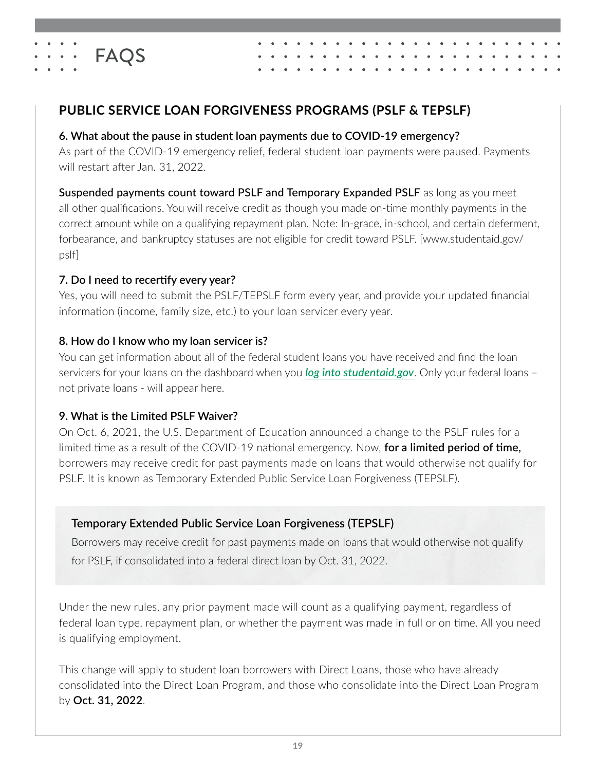# FAQS

## PUBLIC SERVICE LOAN FORGIVENESS PROGRAMS (PSLF & TEPSLF)

**6. What about the pause in student loan payments due to COVID-19 emergency?**

As part of the COVID-19 emergency relief, federal student loan payments were paused. Payments will restart after Jan. 31, 2022.

**Suspended payments count toward PSLF and Temporary Expanded PSLF** as long as you meet all other qualifications. You will receive credit as though you made on-time monthly payments in the correct amount while on a qualifying repayment plan. Note: In-grace, in-school, and certain deferment, forbearance, and bankruptcy statuses are not eligible for credit toward PSLF. [www.studentaid.gov/pslf]

**7. Do I need to recertify every year?**

Yes, you will need to submit the PSLF/TEPSLF form every year, and provide your updated financial information (income, family size, etc.) to your loan servicer every year.

**8. How do I know who my loan servicer is?**

You can get information about all of the federal student loans you have received and find the loan servicers for your loans on the dashboard when you ***log into studentaid.gov***. Only your federal loans – not private loans - will appear here.

**9. What is the Limited PSLF Waiver?**

On Oct. 6, 2021, the U.S. Department of Education announced a change to the PSLF rules for a limited time as a result of the COVID-19 national emergency. Now, **for a limited period of time,** borrowers may receive credit for past payments made on loans that would otherwise not qualify for PSLF. It is known as Temporary Extended Public Service Loan Forgiveness (TEPSLF).

**Temporary Extended Public Service Loan Forgiveness (TEPSLF)**

Borrowers may receive credit for past payments made on loans that would otherwise not qualify for PSLF, if consolidated into a federal direct loan by Oct. 31, 2022.

Under the new rules, any prior payment made will count as a qualifying payment, regardless of federal loan type, repayment plan, or whether the payment was made in full or on time. All you need is qualifying employment.

This change will apply to student loan borrowers with Direct Loans, those who have already consolidated into the Direct Loan Program, and those who consolidate into the Direct Loan Program by **Oct. 31, 2022**.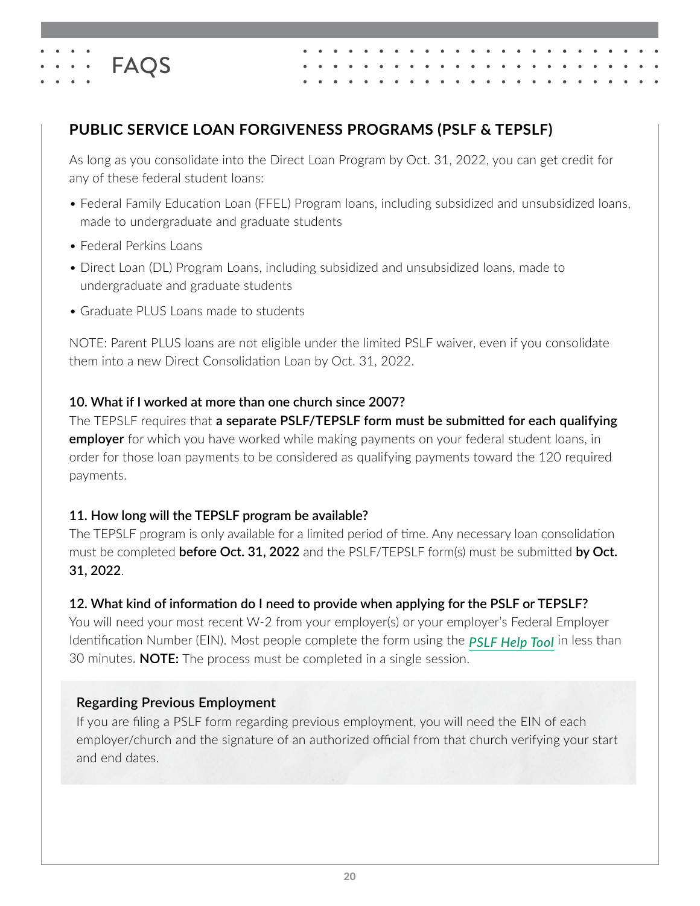# FAQS

## PUBLIC SERVICE LOAN FORGIVENESS PROGRAMS (PSLF & TEPSLF)

As long as you consolidate into the Direct Loan Program by Oct. 31, 2022, you can get credit for any of these federal student loans:

- Federal Family Education Loan (FFEL) Program loans, including subsidized and unsubsidized loans, made to undergraduate and graduate students
- Federal Perkins Loans
- Direct Loan (DL) Program Loans, including subsidized and unsubsidized loans, made to undergraduate and graduate students
- Graduate PLUS Loans made to students

NOTE: Parent PLUS loans are not eligible under the limited PSLF waiver, even if you consolidate them into a new Direct Consolidation Loan by Oct. 31, 2022.

### 10. What if I worked at more than one church since 2007?

The TEPSLF requires that **a separate PSLF/TEPSLF form must be submitted for each qualifying employer** for which you have worked while making payments on your federal student loans, in order for those loan payments to be considered as qualifying payments toward the 120 required payments.

### 11. How long will the TEPSLF program be available?

The TEPSLF program is only available for a limited period of time. Any necessary loan consolidation must be completed **before Oct. 31, 2022** and the PSLF/TEPSLF form(s) must be submitted **by Oct. 31, 2022**.

### 12. What kind of information do I need to provide when applying for the PSLF or TEPSLF?

You will need your most recent W-2 from your employer(s) or your employer's Federal Employer Identification Number (EIN). Most people complete the form using the *PSLF Help Tool* in less than 30 minutes. **NOTE:** The process must be completed in a single session.

#### Regarding Previous Employment

If you are filing a PSLF form regarding previous employment, you will need the EIN of each employer/church and the signature of an authorized official from that church verifying your start and end dates.